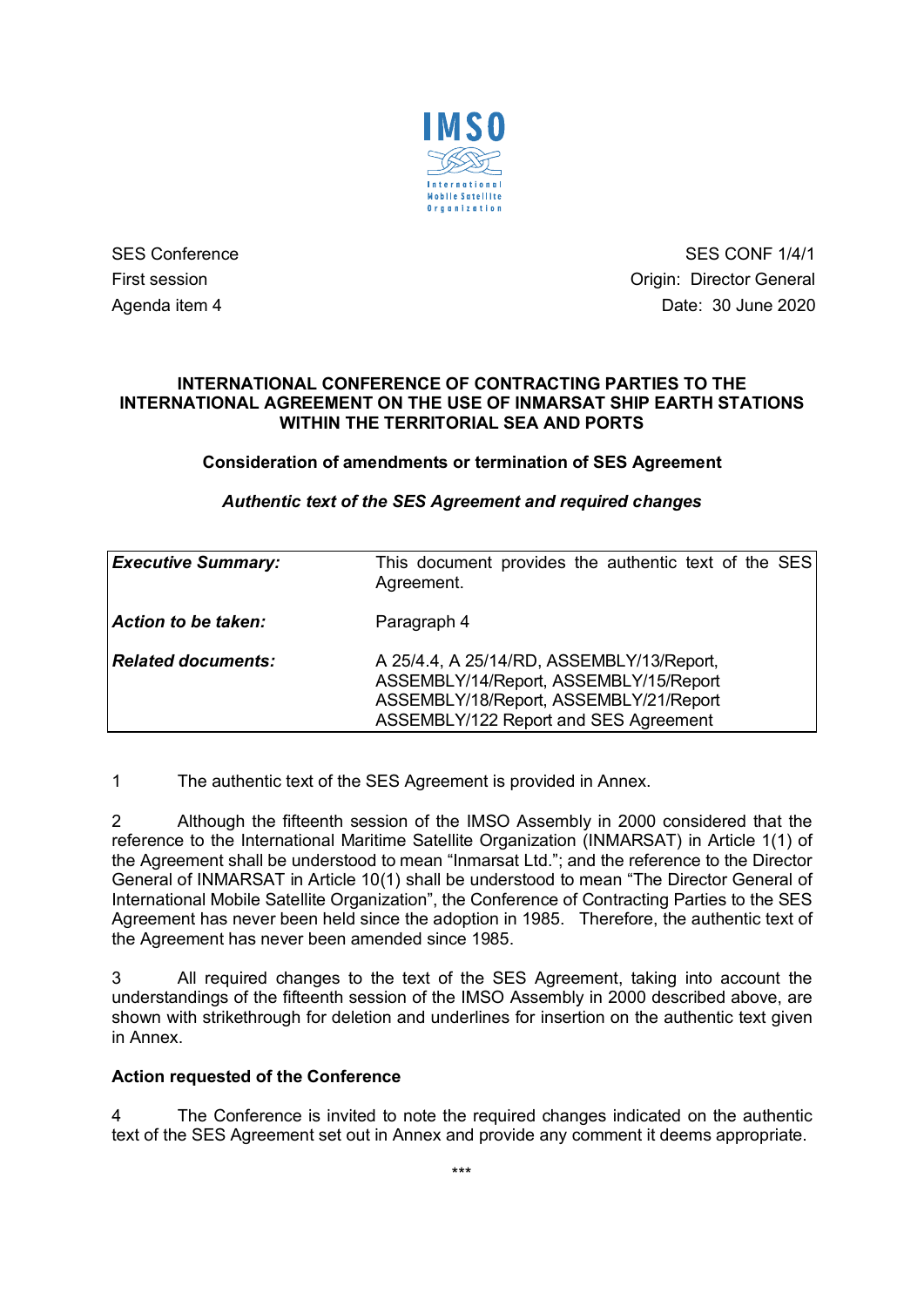IMSO

International Mobile Satellite Organization

| | |
|---|---|
| SES Conference | SES CONF 1/4/1 |
| First session | Origin: Director General |
| Agenda item 4 | Date: 30 June 2020 |

**INTERNATIONAL CONFERENCE OF CONTRACTING PARTIES TO THE INTERNATIONAL AGREEMENT ON THE USE OF INMARSAT SHIP EARTH STATIONS WITHIN THE TERRITORIAL SEA AND PORTS**

**Consideration of amendments or termination of SES Agreement**

***Authentic text of the SES Agreement and required changes***

| | |
|---|---|
| ***Executive Summary:*** | This document provides the authentic text of the SES Agreement. |
| ***Action to be taken:*** | Paragraph 4 |
| ***Related documents:*** | A 25/4.4, A 25/14/RD, ASSEMBLY/13/Report, ASSEMBLY/14/Report, ASSEMBLY/15/Report ASSEMBLY/18/Report, ASSEMBLY/21/Report ASSEMBLY/122 Report and SES Agreement |

1 The authentic text of the SES Agreement is provided in Annex.

2 Although the fifteenth session of the IMSO Assembly in 2000 considered that the reference to the International Maritime Satellite Organization (INMARSAT) in Article 1(1) of the Agreement shall be understood to mean "Inmarsat Ltd."; and the reference to the Director General of INMARSAT in Article 10(1) shall be understood to mean "The Director General of International Mobile Satellite Organization", the Conference of Contracting Parties to the SES Agreement has never been held since the adoption in 1985. Therefore, the authentic text of the Agreement has never been amended since 1985.

3 All required changes to the text of the SES Agreement, taking into account the understandings of the fifteenth session of the IMSO Assembly in 2000 described above, are shown with strikethrough for deletion and underlines for insertion on the authentic text given in Annex.

**Action requested of the Conference**

4 The Conference is invited to note the required changes indicated on the authentic text of the SES Agreement set out in Annex and provide any comment it deems appropriate.

\*\*\*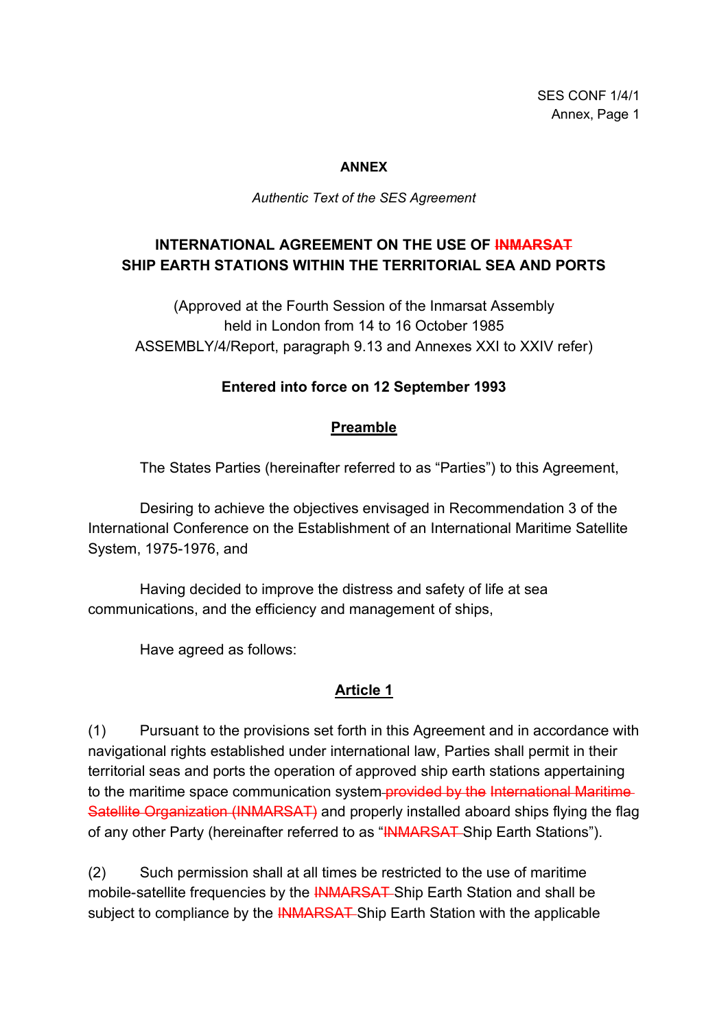# ANNEX

*Authentic Text of the SES Agreement*

## INTERNATIONAL AGREEMENT ON THE USE OF ~~INMARSAT~~ SHIP EARTH STATIONS WITHIN THE TERRITORIAL SEA AND PORTS

(Approved at the Fourth Session of the Inmarsat Assembly held in London from 14 to 16 October 1985 ASSEMBLY/4/Report, paragraph 9.13 and Annexes XXI to XXIV refer)

**Entered into force on 12 September 1993**

### Preamble

The States Parties (hereinafter referred to as "Parties") to this Agreement,

Desiring to achieve the objectives envisaged in Recommendation 3 of the International Conference on the Establishment of an International Maritime Satellite System, 1975-1976, and

Having decided to improve the distress and safety of life at sea communications, and the efficiency and management of ships,

Have agreed as follows:

### Article 1

(1) Pursuant to the provisions set forth in this Agreement and in accordance with navigational rights established under international law, Parties shall permit in their territorial seas and ports the operation of approved ship earth stations appertaining to the maritime space communication system ~~provided by the International Maritime Satellite Organization (INMARSAT)~~ and properly installed aboard ships flying the flag of any other Party (hereinafter referred to as "~~INMARSAT~~ Ship Earth Stations").

(2) Such permission shall at all times be restricted to the use of maritime mobile-satellite frequencies by the ~~INMARSAT~~ Ship Earth Station and shall be subject to compliance by the ~~INMARSAT~~ Ship Earth Station with the applicable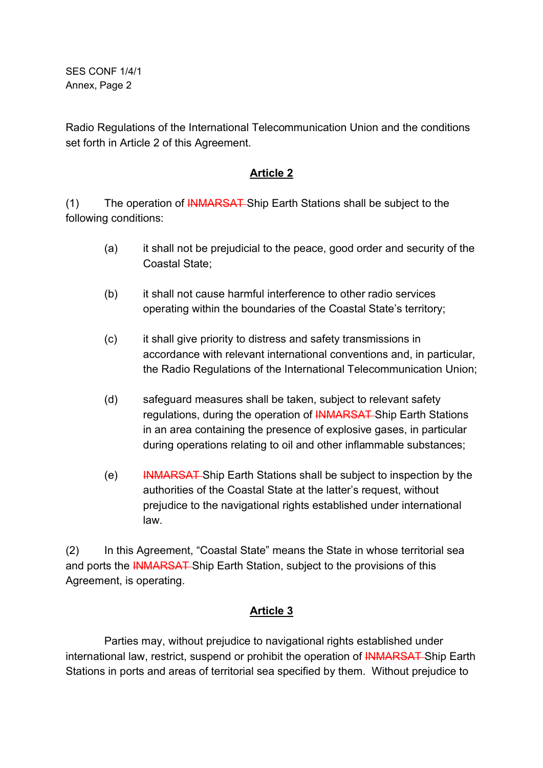Radio Regulations of the International Telecommunication Union and the conditions set forth in Article 2 of this Agreement.

## Article 2

(1) The operation of ~~INMARSAT~~ Ship Earth Stations shall be subject to the following conditions:

- (a) it shall not be prejudicial to the peace, good order and security of the Coastal State;

- (b) it shall not cause harmful interference to other radio services operating within the boundaries of the Coastal State's territory;

- (c) it shall give priority to distress and safety transmissions in accordance with relevant international conventions and, in particular, the Radio Regulations of the International Telecommunication Union;

- (d) safeguard measures shall be taken, subject to relevant safety regulations, during the operation of ~~INMARSAT~~ Ship Earth Stations in an area containing the presence of explosive gases, in particular during operations relating to oil and other inflammable substances;

- (e) ~~INMARSAT~~ Ship Earth Stations shall be subject to inspection by the authorities of the Coastal State at the latter's request, without prejudice to the navigational rights established under international law.

(2) In this Agreement, "Coastal State" means the State in whose territorial sea and ports the ~~INMARSAT~~ Ship Earth Station, subject to the provisions of this Agreement, is operating.

## Article 3

Parties may, without prejudice to navigational rights established under international law, restrict, suspend or prohibit the operation of ~~INMARSAT~~ Ship Earth Stations in ports and areas of territorial sea specified by them. Without prejudice to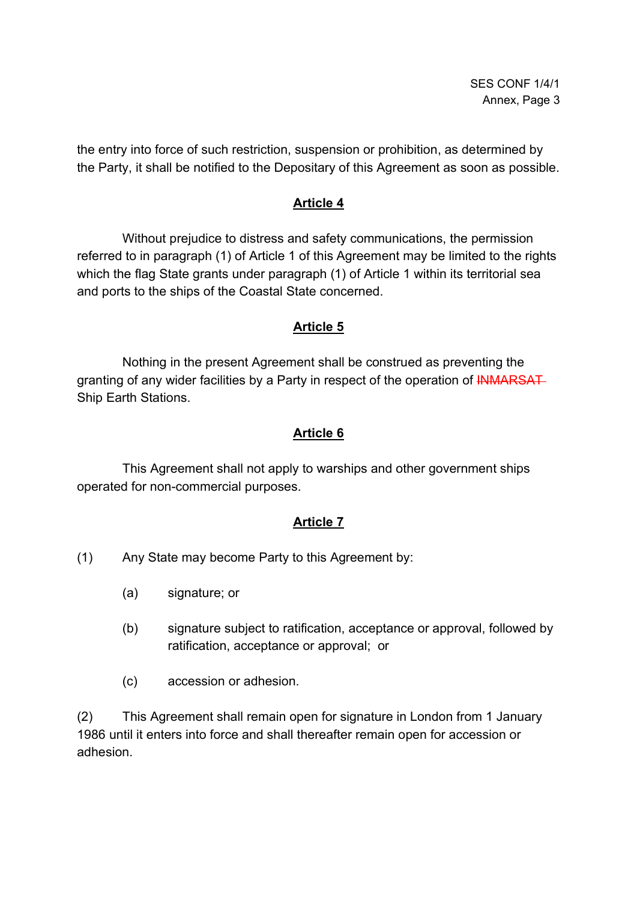the entry into force of such restriction, suspension or prohibition, as determined by the Party, it shall be notified to the Depositary of this Agreement as soon as possible.

## Article 4

Without prejudice to distress and safety communications, the permission referred to in paragraph (1) of Article 1 of this Agreement may be limited to the rights which the flag State grants under paragraph (1) of Article 1 within its territorial sea and ports to the ships of the Coastal State concerned.

## Article 5

Nothing in the present Agreement shall be construed as preventing the granting of any wider facilities by a Party in respect of the operation of ~~INMARSAT~~ Ship Earth Stations.

## Article 6

This Agreement shall not apply to warships and other government ships operated for non-commercial purposes.

## Article 7

(1) Any State may become Party to this Agreement by:

(a) signature; or

(b) signature subject to ratification, acceptance or approval, followed by ratification, acceptance or approval; or

(c) accession or adhesion.

(2) This Agreement shall remain open for signature in London from 1 January 1986 until it enters into force and shall thereafter remain open for accession or adhesion.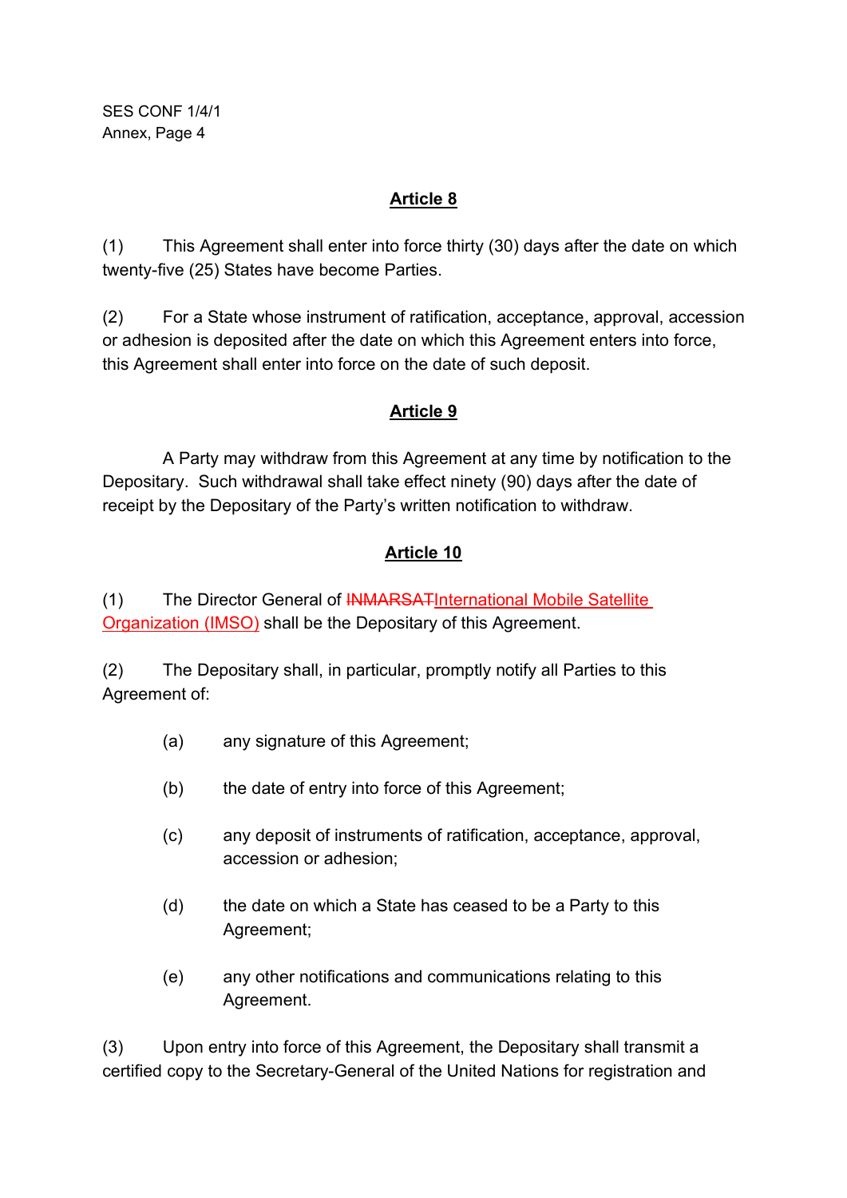## Article 8

(1) This Agreement shall enter into force thirty (30) days after the date on which twenty-five (25) States have become Parties.

(2) For a State whose instrument of ratification, acceptance, approval, accession or adhesion is deposited after the date on which this Agreement enters into force, this Agreement shall enter into force on the date of such deposit.

## Article 9

A Party may withdraw from this Agreement at any time by notification to the Depositary. Such withdrawal shall take effect ninety (90) days after the date of receipt by the Depositary of the Party's written notification to withdraw.

## Article 10

(1) The Director General of ~~INMARSAT~~International Mobile Satellite Organization (IMSO) shall be the Depositary of this Agreement.

(2) The Depositary shall, in particular, promptly notify all Parties to this Agreement of:

(a) any signature of this Agreement;

(b) the date of entry into force of this Agreement;

(c) any deposit of instruments of ratification, acceptance, approval, accession or adhesion;

(d) the date on which a State has ceased to be a Party to this Agreement;

(e) any other notifications and communications relating to this Agreement.

(3) Upon entry into force of this Agreement, the Depositary shall transmit a certified copy to the Secretary-General of the United Nations for registration and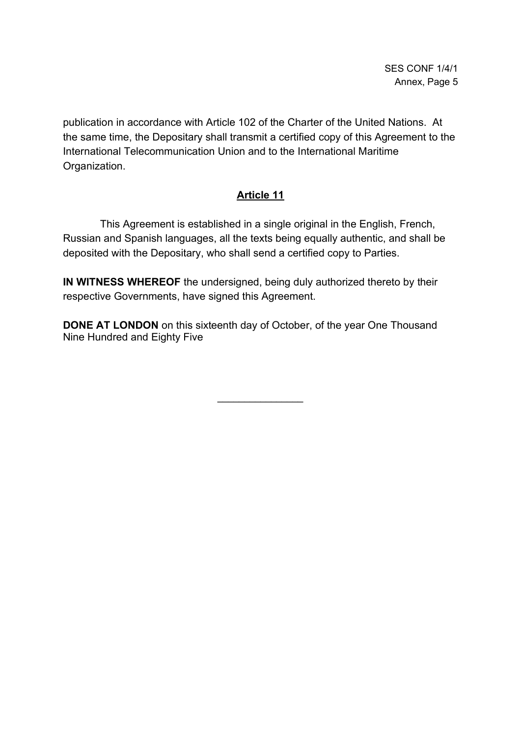publication in accordance with Article 102 of the Charter of the United Nations. At the same time, the Depositary shall transmit a certified copy of this Agreement to the International Telecommunication Union and to the International Maritime Organization.

## Article 11

This Agreement is established in a single original in the English, French, Russian and Spanish languages, all the texts being equally authentic, and shall be deposited with the Depositary, who shall send a certified copy to Parties.

**IN WITNESS WHEREOF** the undersigned, being duly authorized thereto by their respective Governments, have signed this Agreement.

**DONE AT LONDON** on this sixteenth day of October, of the year One Thousand Nine Hundred and Eighty Five

---